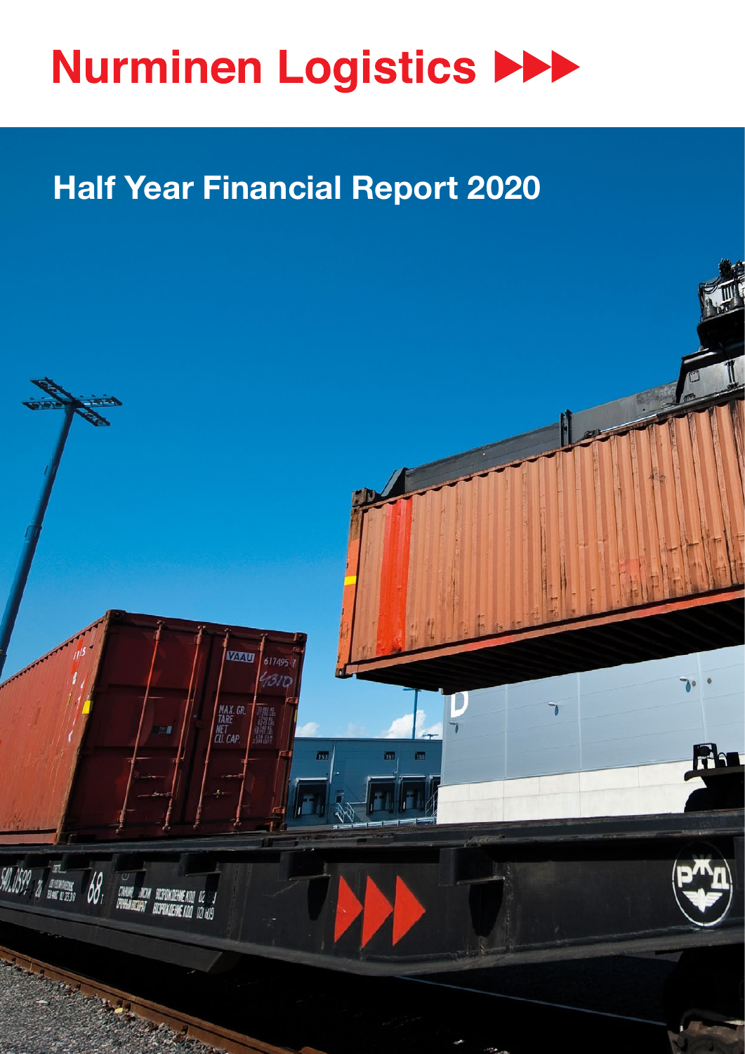# Nurminen Logistics

## Half Year Financial Report 2020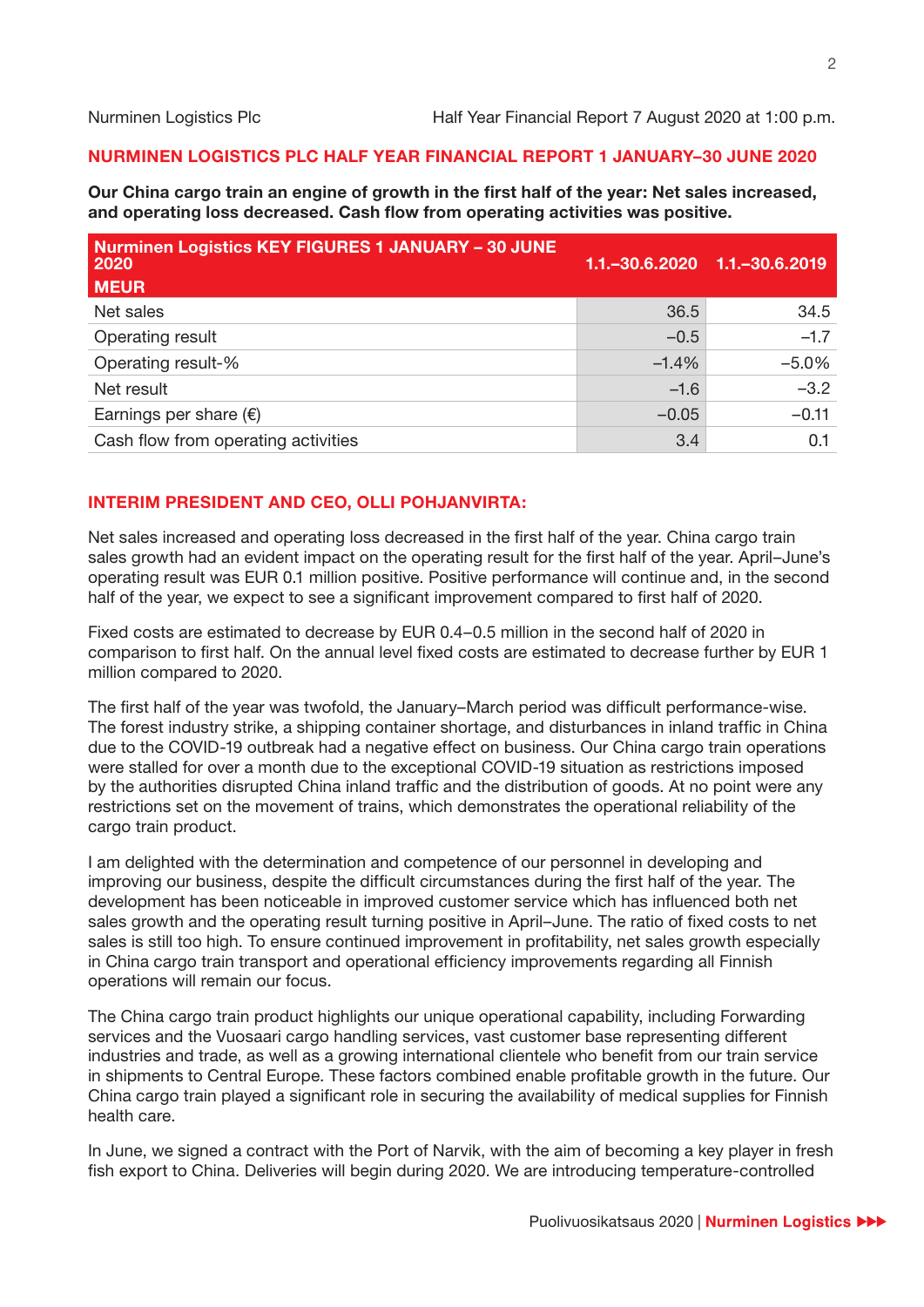Nurminen Logistics Plc Half Year Financial Report 7 August 2020 at 1:00 p.m.

## NURMINEN LOGISTICS PLC HALF YEAR FINANCIAL REPORT 1 JANUARY–30 JUNE 2020

**Our China cargo train an engine of growth in the first half of the year: Net sales increased, and operating loss decreased. Cash flow from operating activities was positive.**

| Nurminen Logistics KEY FIGURES 1 JANUARY – 30 JUNE 2020 MEUR | 1.1.–30.6.2020 | 1.1.–30.6.2019 |
|---|---|---|
| Net sales | 36.5 | 34.5 |
| Operating result | −0.5 | −1.7 |
| Operating result-% | −1.4% | −5.0% |
| Net result | −1.6 | −3.2 |
| Earnings per share (€) | −0.05 | −0.11 |
| Cash flow from operating activities | 3.4 | 0.1 |

## INTERIM PRESIDENT AND CEO, OLLI POHJANVIRTA:

Net sales increased and operating loss decreased in the first half of the year. China cargo train sales growth had an evident impact on the operating result for the first half of the year. April–June's operating result was EUR 0.1 million positive. Positive performance will continue and, in the second half of the year, we expect to see a significant improvement compared to first half of 2020.

Fixed costs are estimated to decrease by EUR 0.4–0.5 million in the second half of 2020 in comparison to first half. On the annual level fixed costs are estimated to decrease further by EUR 1 million compared to 2020.

The first half of the year was twofold, the January–March period was difficult performance-wise. The forest industry strike, a shipping container shortage, and disturbances in inland traffic in China due to the COVID-19 outbreak had a negative effect on business. Our China cargo train operations were stalled for over a month due to the exceptional COVID-19 situation as restrictions imposed by the authorities disrupted China inland traffic and the distribution of goods. At no point were any restrictions set on the movement of trains, which demonstrates the operational reliability of the cargo train product.

I am delighted with the determination and competence of our personnel in developing and improving our business, despite the difficult circumstances during the first half of the year. The development has been noticeable in improved customer service which has influenced both net sales growth and the operating result turning positive in April–June. The ratio of fixed costs to net sales is still too high. To ensure continued improvement in profitability, net sales growth especially in China cargo train transport and operational efficiency improvements regarding all Finnish operations will remain our focus.

The China cargo train product highlights our unique operational capability, including Forwarding services and the Vuosaari cargo handling services, vast customer base representing different industries and trade, as well as a growing international clientele who benefit from our train service in shipments to Central Europe. These factors combined enable profitable growth in the future. Our China cargo train played a significant role in securing the availability of medical supplies for Finnish health care.

In June, we signed a contract with the Port of Narvik, with the aim of becoming a key player in fresh fish export to China. Deliveries will begin during 2020. We are introducing temperature-controlled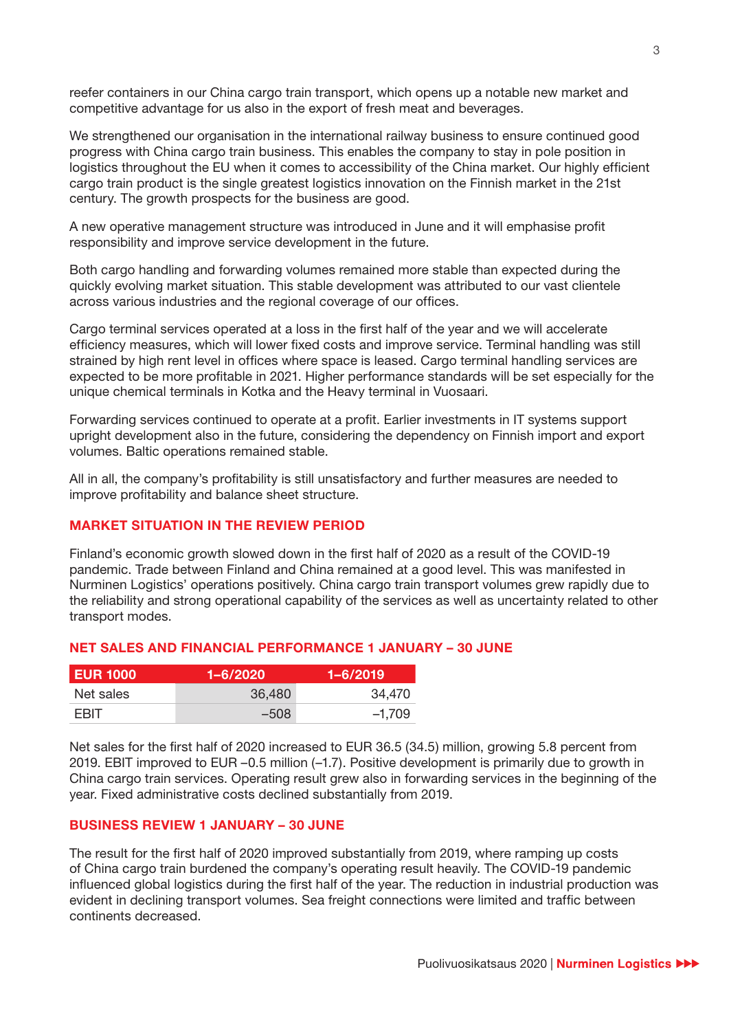reefer containers in our China cargo train transport, which opens up a notable new market and competitive advantage for us also in the export of fresh meat and beverages.

We strengthened our organisation in the international railway business to ensure continued good progress with China cargo train business. This enables the company to stay in pole position in logistics throughout the EU when it comes to accessibility of the China market. Our highly efficient cargo train product is the single greatest logistics innovation on the Finnish market in the 21st century. The growth prospects for the business are good.

A new operative management structure was introduced in June and it will emphasise profit responsibility and improve service development in the future.

Both cargo handling and forwarding volumes remained more stable than expected during the quickly evolving market situation. This stable development was attributed to our vast clientele across various industries and the regional coverage of our offices.

Cargo terminal services operated at a loss in the first half of the year and we will accelerate efficiency measures, which will lower fixed costs and improve service. Terminal handling was still strained by high rent level in offices where space is leased. Cargo terminal handling services are expected to be more profitable in 2021. Higher performance standards will be set especially for the unique chemical terminals in Kotka and the Heavy terminal in Vuosaari.

Forwarding services continued to operate at a profit. Earlier investments in IT systems support upright development also in the future, considering the dependency on Finnish import and export volumes. Baltic operations remained stable.

All in all, the company's profitability is still unsatisfactory and further measures are needed to improve profitability and balance sheet structure.

## MARKET SITUATION IN THE REVIEW PERIOD

Finland's economic growth slowed down in the first half of 2020 as a result of the COVID-19 pandemic. Trade between Finland and China remained at a good level. This was manifested in Nurminen Logistics' operations positively. China cargo train transport volumes grew rapidly due to the reliability and strong operational capability of the services as well as uncertainty related to other transport modes.

## NET SALES AND FINANCIAL PERFORMANCE 1 JANUARY – 30 JUNE

| EUR 1000 | 1–6/2020 | 1–6/2019 |
|---|---|---|
| Net sales | 36,480 | 34,470 |
| EBIT | –508 | –1,709 |

Net sales for the first half of 2020 increased to EUR 36.5 (34.5) million, growing 5.8 percent from 2019. EBIT improved to EUR –0.5 million (–1.7). Positive development is primarily due to growth in China cargo train services. Operating result grew also in forwarding services in the beginning of the year. Fixed administrative costs declined substantially from 2019.

## BUSINESS REVIEW 1 JANUARY – 30 JUNE

The result for the first half of 2020 improved substantially from 2019, where ramping up costs of China cargo train burdened the company's operating result heavily. The COVID-19 pandemic influenced global logistics during the first half of the year. The reduction in industrial production was evident in declining transport volumes. Sea freight connections were limited and traffic between continents decreased.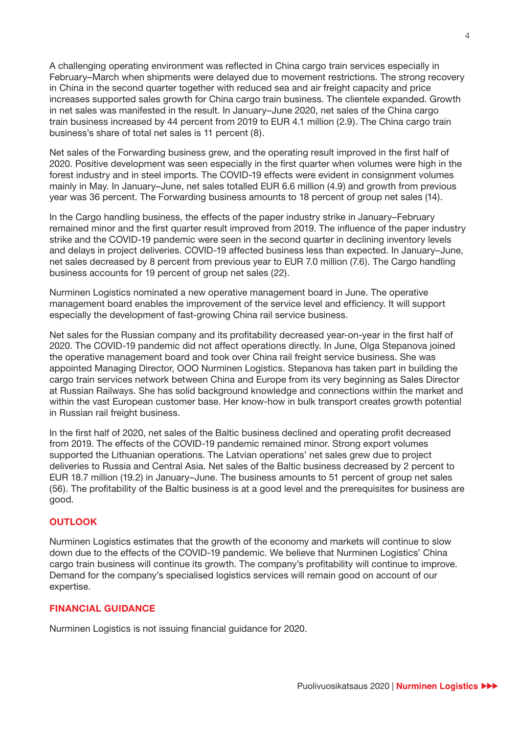A challenging operating environment was reflected in China cargo train services especially in February–March when shipments were delayed due to movement restrictions. The strong recovery in China in the second quarter together with reduced sea and air freight capacity and price increases supported sales growth for China cargo train business. The clientele expanded. Growth in net sales was manifested in the result. In January–June 2020, net sales of the China cargo train business increased by 44 percent from 2019 to EUR 4.1 million (2.9). The China cargo train business's share of total net sales is 11 percent (8).

Net sales of the Forwarding business grew, and the operating result improved in the first half of 2020. Positive development was seen especially in the first quarter when volumes were high in the forest industry and in steel imports. The COVID-19 effects were evident in consignment volumes mainly in May. In January–June, net sales totalled EUR 6.6 million (4.9) and growth from previous year was 36 percent. The Forwarding business amounts to 18 percent of group net sales (14).

In the Cargo handling business, the effects of the paper industry strike in January–February remained minor and the first quarter result improved from 2019. The influence of the paper industry strike and the COVID-19 pandemic were seen in the second quarter in declining inventory levels and delays in project deliveries. COVID-19 affected business less than expected. In January–June, net sales decreased by 8 percent from previous year to EUR 7.0 million (7.6). The Cargo handling business accounts for 19 percent of group net sales (22).

Nurminen Logistics nominated a new operative management board in June. The operative management board enables the improvement of the service level and efficiency. It will support especially the development of fast-growing China rail service business.

Net sales for the Russian company and its profitability decreased year-on-year in the first half of 2020. The COVID-19 pandemic did not affect operations directly. In June, Olga Stepanova joined the operative management board and took over China rail freight service business. She was appointed Managing Director, OOO Nurminen Logistics. Stepanova has taken part in building the cargo train services network between China and Europe from its very beginning as Sales Director at Russian Railways. She has solid background knowledge and connections within the market and within the vast European customer base. Her know-how in bulk transport creates growth potential in Russian rail freight business.

In the first half of 2020, net sales of the Baltic business declined and operating profit decreased from 2019. The effects of the COVID-19 pandemic remained minor. Strong export volumes supported the Lithuanian operations. The Latvian operations' net sales grew due to project deliveries to Russia and Central Asia. Net sales of the Baltic business decreased by 2 percent to EUR 18.7 million (19.2) in January–June. The business amounts to 51 percent of group net sales (56). The profitability of the Baltic business is at a good level and the prerequisites for business are good.

## OUTLOOK

Nurminen Logistics estimates that the growth of the economy and markets will continue to slow down due to the effects of the COVID-19 pandemic. We believe that Nurminen Logistics' China cargo train business will continue its growth. The company's profitability will continue to improve. Demand for the company's specialised logistics services will remain good on account of our expertise.

## FINANCIAL GUIDANCE

Nurminen Logistics is not issuing financial guidance for 2020.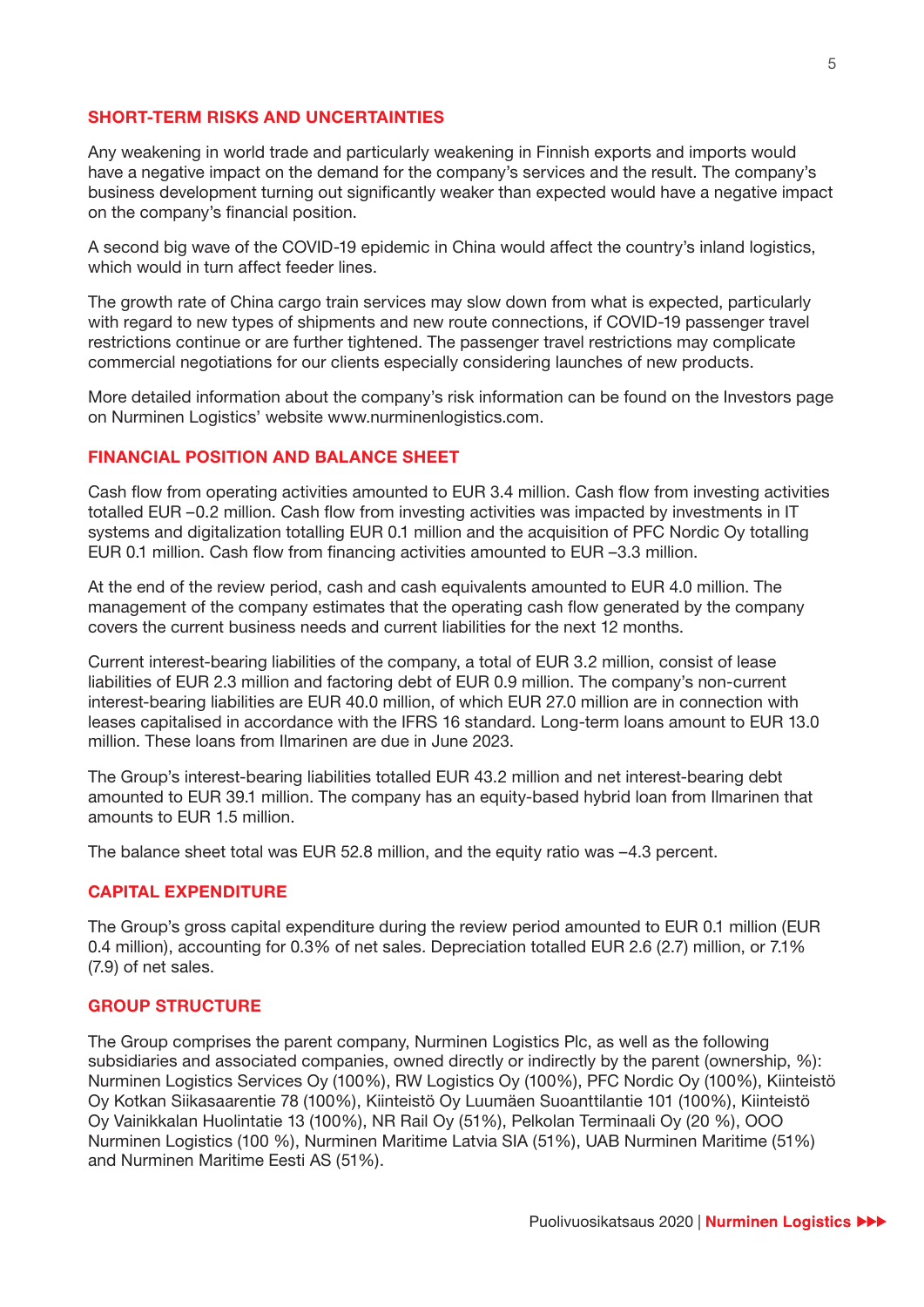## SHORT-TERM RISKS AND UNCERTAINTIES

Any weakening in world trade and particularly weakening in Finnish exports and imports would have a negative impact on the demand for the company's services and the result. The company's business development turning out significantly weaker than expected would have a negative impact on the company's financial position.

A second big wave of the COVID-19 epidemic in China would affect the country's inland logistics, which would in turn affect feeder lines.

The growth rate of China cargo train services may slow down from what is expected, particularly with regard to new types of shipments and new route connections, if COVID-19 passenger travel restrictions continue or are further tightened. The passenger travel restrictions may complicate commercial negotiations for our clients especially considering launches of new products.

More detailed information about the company's risk information can be found on the Investors page on Nurminen Logistics' website www.nurminenlogistics.com.

## FINANCIAL POSITION AND BALANCE SHEET

Cash flow from operating activities amounted to EUR 3.4 million. Cash flow from investing activities totalled EUR –0.2 million. Cash flow from investing activities was impacted by investments in IT systems and digitalization totalling EUR 0.1 million and the acquisition of PFC Nordic Oy totalling EUR 0.1 million. Cash flow from financing activities amounted to EUR –3.3 million.

At the end of the review period, cash and cash equivalents amounted to EUR 4.0 million. The management of the company estimates that the operating cash flow generated by the company covers the current business needs and current liabilities for the next 12 months.

Current interest-bearing liabilities of the company, a total of EUR 3.2 million, consist of lease liabilities of EUR 2.3 million and factoring debt of EUR 0.9 million. The company's non-current interest-bearing liabilities are EUR 40.0 million, of which EUR 27.0 million are in connection with leases capitalised in accordance with the IFRS 16 standard. Long-term loans amount to EUR 13.0 million. These loans from Ilmarinen are due in June 2023.

The Group's interest-bearing liabilities totalled EUR 43.2 million and net interest-bearing debt amounted to EUR 39.1 million. The company has an equity-based hybrid loan from Ilmarinen that amounts to EUR 1.5 million.

The balance sheet total was EUR 52.8 million, and the equity ratio was –4.3 percent.

## CAPITAL EXPENDITURE

The Group's gross capital expenditure during the review period amounted to EUR 0.1 million (EUR 0.4 million), accounting for 0.3% of net sales. Depreciation totalled EUR 2.6 (2.7) million, or 7.1% (7.9) of net sales.

## GROUP STRUCTURE

The Group comprises the parent company, Nurminen Logistics Plc, as well as the following subsidiaries and associated companies, owned directly or indirectly by the parent (ownership, %): Nurminen Logistics Services Oy (100%), RW Logistics Oy (100%), PFC Nordic Oy (100%), Kiinteistö Oy Kotkan Siikasaarentie 78 (100%), Kiinteistö Oy Luumäen Suoanttilantie 101 (100%), Kiinteistö Oy Vainikkalan Huolintatie 13 (100%), NR Rail Oy (51%), Pelkolan Terminaali Oy (20 %), OOO Nurminen Logistics (100 %), Nurminen Maritime Latvia SIA (51%), UAB Nurminen Maritime (51%) and Nurminen Maritime Eesti AS (51%).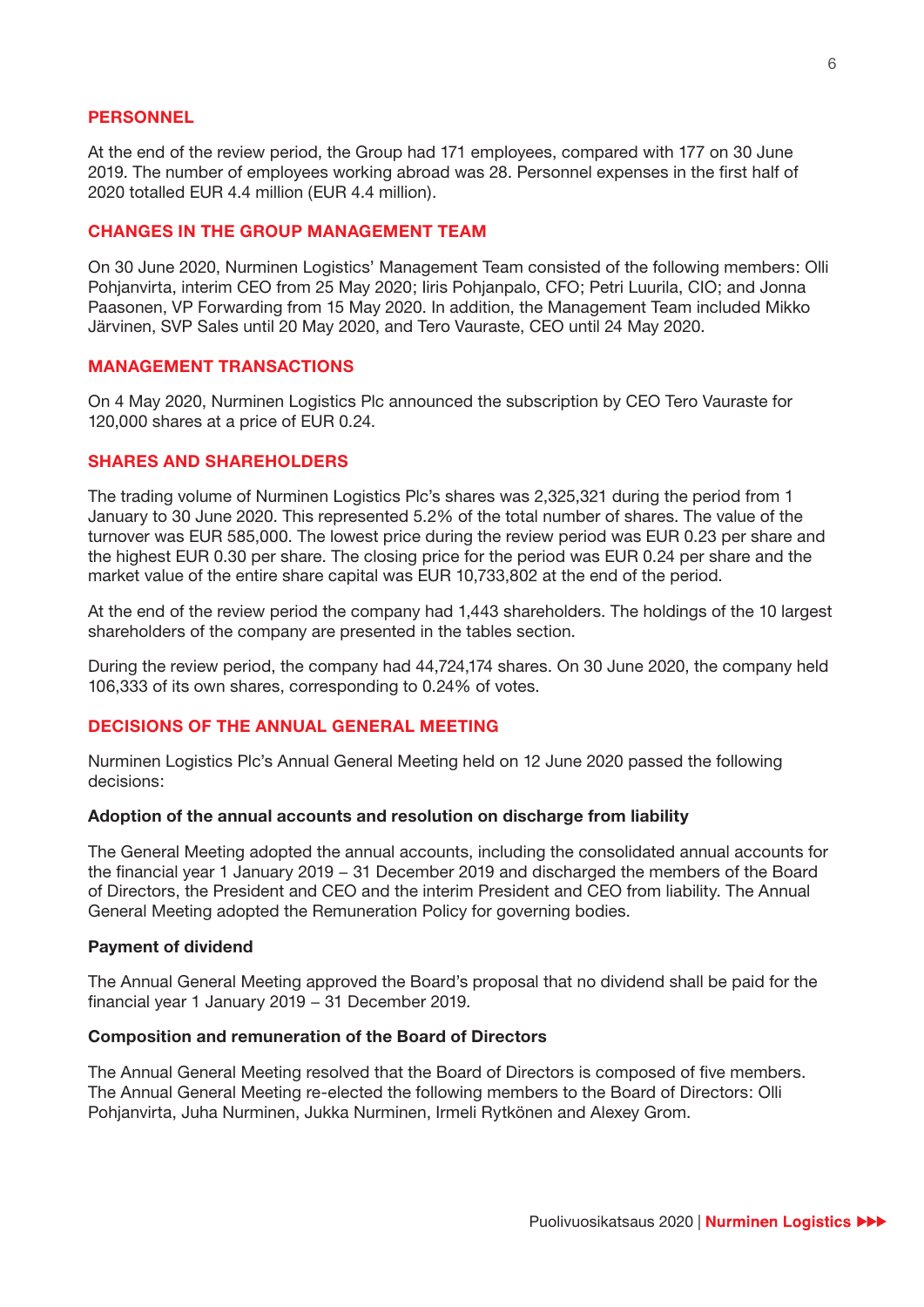## PERSONNEL

At the end of the review period, the Group had 171 employees, compared with 177 on 30 June 2019. The number of employees working abroad was 28. Personnel expenses in the first half of 2020 totalled EUR 4.4 million (EUR 4.4 million).

## CHANGES IN THE GROUP MANAGEMENT TEAM

On 30 June 2020, Nurminen Logistics' Management Team consisted of the following members: Olli Pohjanvirta, interim CEO from 25 May 2020; Iiris Pohjanpalo, CFO; Petri Luurila, CIO; and Jonna Paasonen, VP Forwarding from 15 May 2020. In addition, the Management Team included Mikko Järvinen, SVP Sales until 20 May 2020, and Tero Vauraste, CEO until 24 May 2020.

## MANAGEMENT TRANSACTIONS

On 4 May 2020, Nurminen Logistics Plc announced the subscription by CEO Tero Vauraste for 120,000 shares at a price of EUR 0.24.

## SHARES AND SHAREHOLDERS

The trading volume of Nurminen Logistics Plc's shares was 2,325,321 during the period from 1 January to 30 June 2020. This represented 5.2% of the total number of shares. The value of the turnover was EUR 585,000. The lowest price during the review period was EUR 0.23 per share and the highest EUR 0.30 per share. The closing price for the period was EUR 0.24 per share and the market value of the entire share capital was EUR 10,733,802 at the end of the period.

At the end of the review period the company had 1,443 shareholders. The holdings of the 10 largest shareholders of the company are presented in the tables section.

During the review period, the company had 44,724,174 shares. On 30 June 2020, the company held 106,333 of its own shares, corresponding to 0.24% of votes.

## DECISIONS OF THE ANNUAL GENERAL MEETING

Nurminen Logistics Plc's Annual General Meeting held on 12 June 2020 passed the following decisions:

### Adoption of the annual accounts and resolution on discharge from liability

The General Meeting adopted the annual accounts, including the consolidated annual accounts for the financial year 1 January 2019 – 31 December 2019 and discharged the members of the Board of Directors, the President and CEO and the interim President and CEO from liability. The Annual General Meeting adopted the Remuneration Policy for governing bodies.

### Payment of dividend

The Annual General Meeting approved the Board's proposal that no dividend shall be paid for the financial year 1 January 2019 – 31 December 2019.

### Composition and remuneration of the Board of Directors

The Annual General Meeting resolved that the Board of Directors is composed of five members. The Annual General Meeting re-elected the following members to the Board of Directors: Olli Pohjanvirta, Juha Nurminen, Jukka Nurminen, Irmeli Rytkönen and Alexey Grom.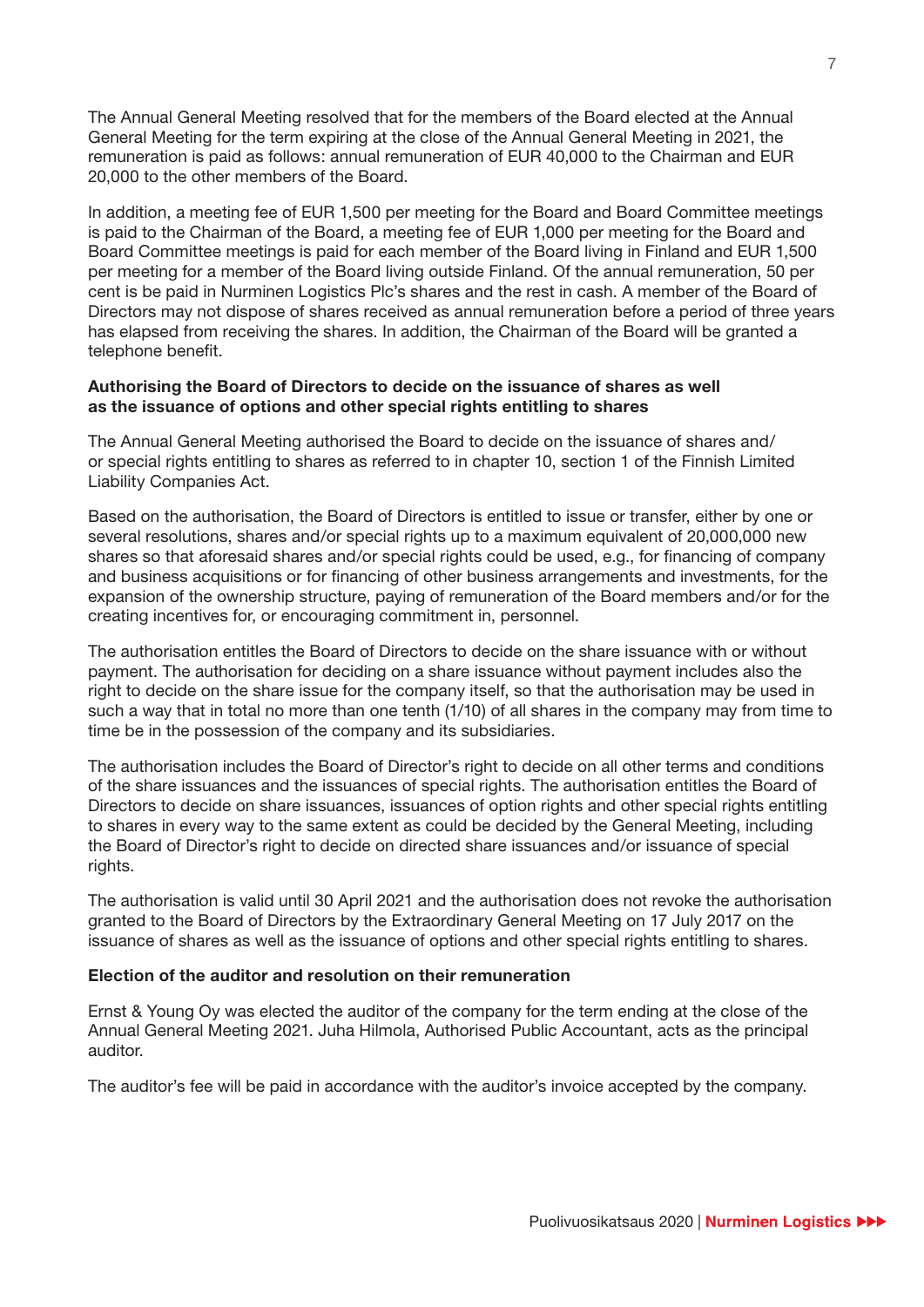The Annual General Meeting resolved that for the members of the Board elected at the Annual General Meeting for the term expiring at the close of the Annual General Meeting in 2021, the remuneration is paid as follows: annual remuneration of EUR 40,000 to the Chairman and EUR 20,000 to the other members of the Board.

In addition, a meeting fee of EUR 1,500 per meeting for the Board and Board Committee meetings is paid to the Chairman of the Board, a meeting fee of EUR 1,000 per meeting for the Board and Board Committee meetings is paid for each member of the Board living in Finland and EUR 1,500 per meeting for a member of the Board living outside Finland. Of the annual remuneration, 50 per cent is be paid in Nurminen Logistics Plc's shares and the rest in cash. A member of the Board of Directors may not dispose of shares received as annual remuneration before a period of three years has elapsed from receiving the shares. In addition, the Chairman of the Board will be granted a telephone benefit.

**Authorising the Board of Directors to decide on the issuance of shares as well as the issuance of options and other special rights entitling to shares**

The Annual General Meeting authorised the Board to decide on the issuance of shares and/or special rights entitling to shares as referred to in chapter 10, section 1 of the Finnish Limited Liability Companies Act.

Based on the authorisation, the Board of Directors is entitled to issue or transfer, either by one or several resolutions, shares and/or special rights up to a maximum equivalent of 20,000,000 new shares so that aforesaid shares and/or special rights could be used, e.g., for financing of company and business acquisitions or for financing of other business arrangements and investments, for the expansion of the ownership structure, paying of remuneration of the Board members and/or for the creating incentives for, or encouraging commitment in, personnel.

The authorisation entitles the Board of Directors to decide on the share issuance with or without payment. The authorisation for deciding on a share issuance without payment includes also the right to decide on the share issue for the company itself, so that the authorisation may be used in such a way that in total no more than one tenth (1/10) of all shares in the company may from time to time be in the possession of the company and its subsidiaries.

The authorisation includes the Board of Director's right to decide on all other terms and conditions of the share issuances and the issuances of special rights. The authorisation entitles the Board of Directors to decide on share issuances, issuances of option rights and other special rights entitling to shares in every way to the same extent as could be decided by the General Meeting, including the Board of Director's right to decide on directed share issuances and/or issuance of special rights.

The authorisation is valid until 30 April 2021 and the authorisation does not revoke the authorisation granted to the Board of Directors by the Extraordinary General Meeting on 17 July 2017 on the issuance of shares as well as the issuance of options and other special rights entitling to shares.

**Election of the auditor and resolution on their remuneration**

Ernst & Young Oy was elected the auditor of the company for the term ending at the close of the Annual General Meeting 2021. Juha Hilmola, Authorised Public Accountant, acts as the principal auditor.

The auditor's fee will be paid in accordance with the auditor's invoice accepted by the company.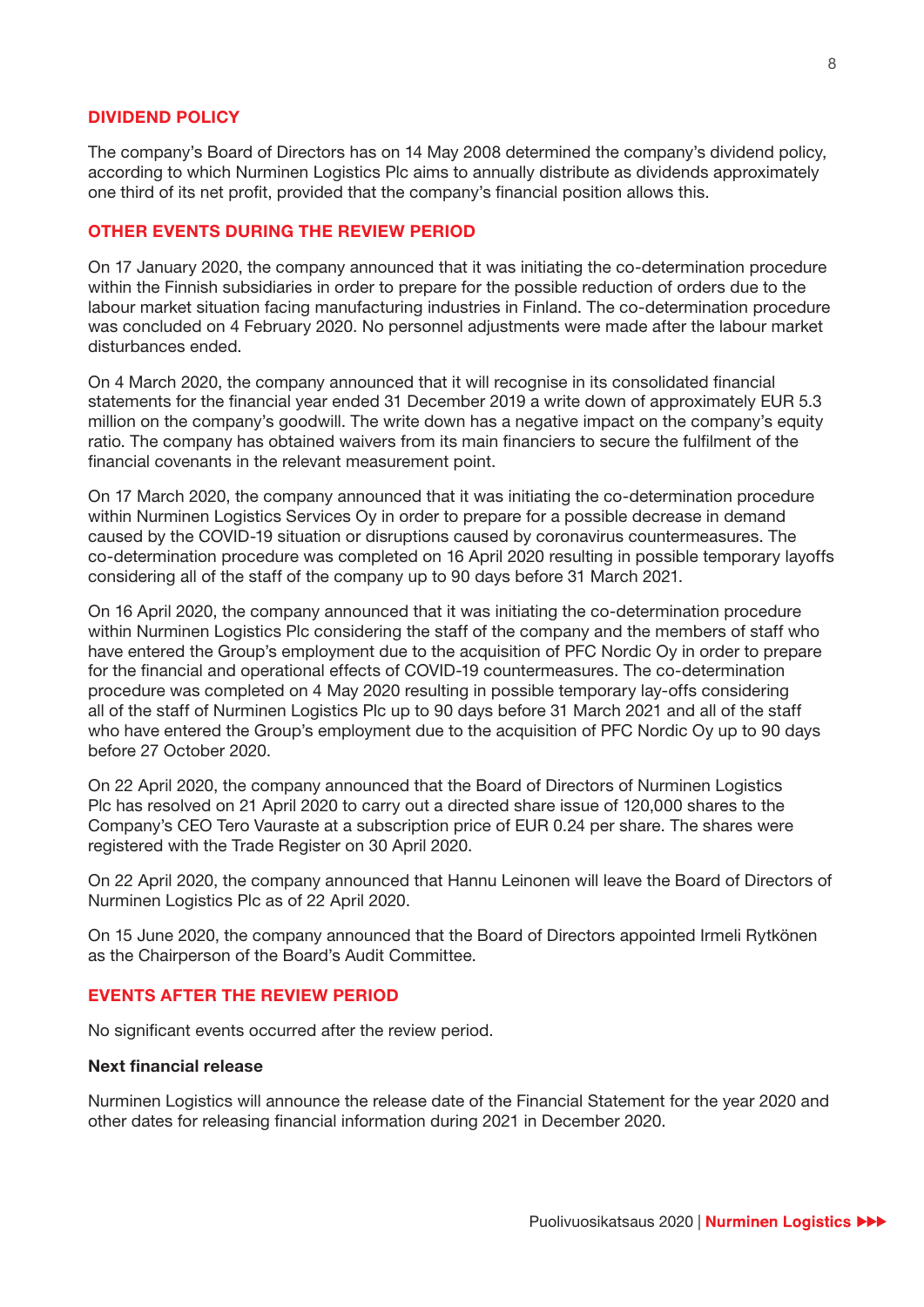## DIVIDEND POLICY

The company's Board of Directors has on 14 May 2008 determined the company's dividend policy, according to which Nurminen Logistics Plc aims to annually distribute as dividends approximately one third of its net profit, provided that the company's financial position allows this.

## OTHER EVENTS DURING THE REVIEW PERIOD

On 17 January 2020, the company announced that it was initiating the co-determination procedure within the Finnish subsidiaries in order to prepare for the possible reduction of orders due to the labour market situation facing manufacturing industries in Finland. The co-determination procedure was concluded on 4 February 2020. No personnel adjustments were made after the labour market disturbances ended.

On 4 March 2020, the company announced that it will recognise in its consolidated financial statements for the financial year ended 31 December 2019 a write down of approximately EUR 5.3 million on the company's goodwill. The write down has a negative impact on the company's equity ratio. The company has obtained waivers from its main financiers to secure the fulfilment of the financial covenants in the relevant measurement point.

On 17 March 2020, the company announced that it was initiating the co-determination procedure within Nurminen Logistics Services Oy in order to prepare for a possible decrease in demand caused by the COVID-19 situation or disruptions caused by coronavirus countermeasures. The co-determination procedure was completed on 16 April 2020 resulting in possible temporary layoffs considering all of the staff of the company up to 90 days before 31 March 2021.

On 16 April 2020, the company announced that it was initiating the co-determination procedure within Nurminen Logistics Plc considering the staff of the company and the members of staff who have entered the Group's employment due to the acquisition of PFC Nordic Oy in order to prepare for the financial and operational effects of COVID-19 countermeasures. The co-determination procedure was completed on 4 May 2020 resulting in possible temporary lay-offs considering all of the staff of Nurminen Logistics Plc up to 90 days before 31 March 2021 and all of the staff who have entered the Group's employment due to the acquisition of PFC Nordic Oy up to 90 days before 27 October 2020.

On 22 April 2020, the company announced that the Board of Directors of Nurminen Logistics Plc has resolved on 21 April 2020 to carry out a directed share issue of 120,000 shares to the Company's CEO Tero Vauraste at a subscription price of EUR 0.24 per share. The shares were registered with the Trade Register on 30 April 2020.

On 22 April 2020, the company announced that Hannu Leinonen will leave the Board of Directors of Nurminen Logistics Plc as of 22 April 2020.

On 15 June 2020, the company announced that the Board of Directors appointed Irmeli Rytkönen as the Chairperson of the Board's Audit Committee.

## EVENTS AFTER THE REVIEW PERIOD

No significant events occurred after the review period.

### Next financial release

Nurminen Logistics will announce the release date of the Financial Statement for the year 2020 and other dates for releasing financial information during 2021 in December 2020.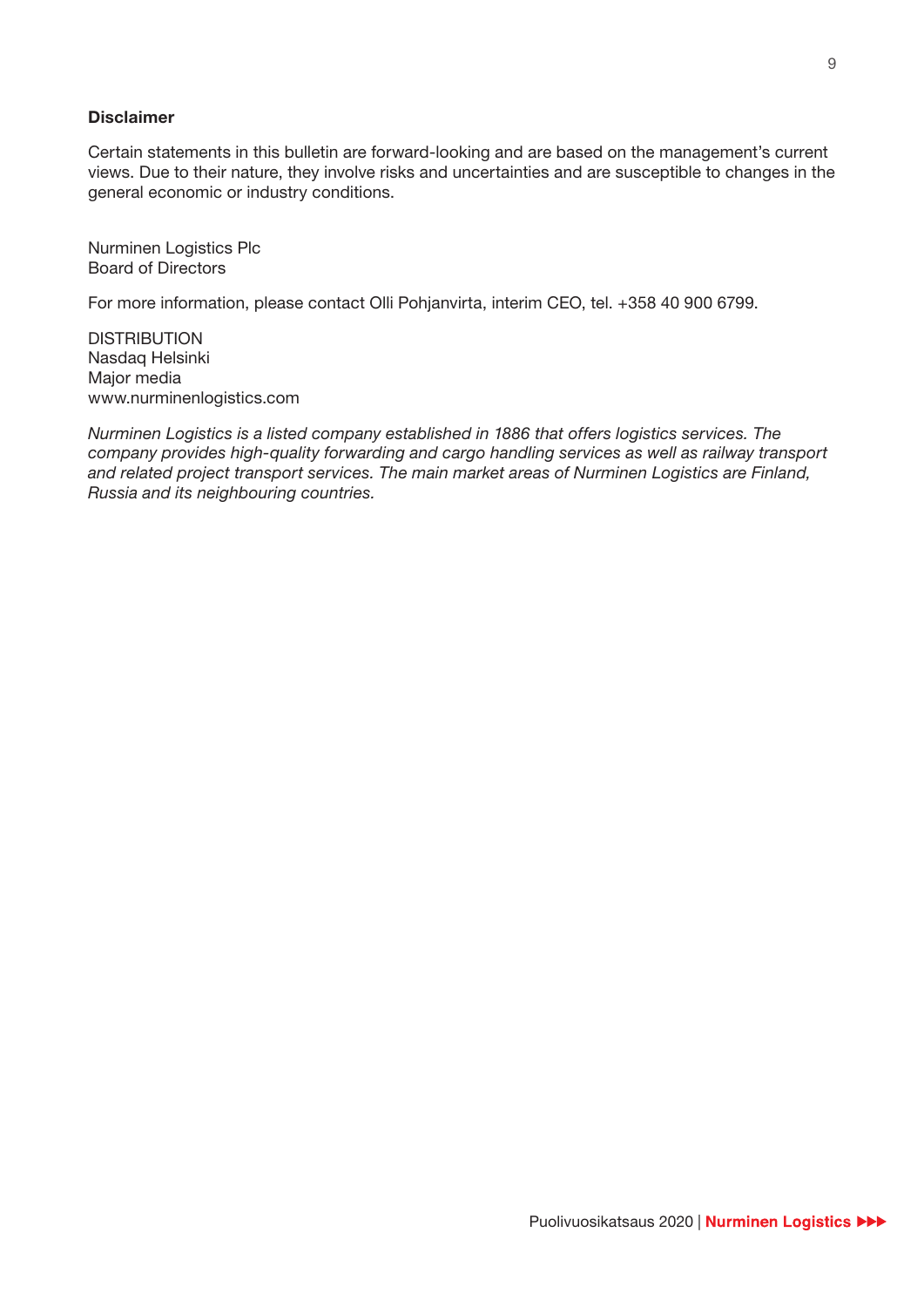**Disclaimer**

Certain statements in this bulletin are forward-looking and are based on the management's current views. Due to their nature, they involve risks and uncertainties and are susceptible to changes in the general economic or industry conditions.

Nurminen Logistics Plc
Board of Directors

For more information, please contact Olli Pohjanvirta, interim CEO, tel. +358 40 900 6799.

DISTRIBUTION
Nasdaq Helsinki
Major media
www.nurminenlogistics.com

*Nurminen Logistics is a listed company established in 1886 that offers logistics services. The company provides high-quality forwarding and cargo handling services as well as railway transport and related project transport services. The main market areas of Nurminen Logistics are Finland, Russia and its neighbouring countries.*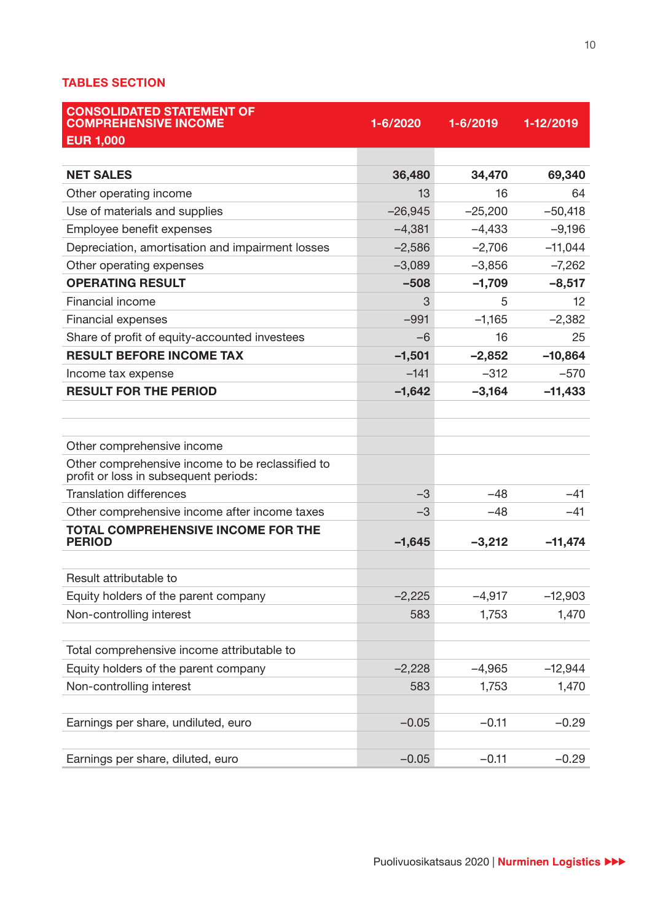## TABLES SECTION

| CONSOLIDATED STATEMENT OF COMPREHENSIVE INCOME EUR 1,000 | 1-6/2020 | 1-6/2019 | 1-12/2019 |
|---|---|---|---|
| | | | |
| **NET SALES** | **36,480** | **34,470** | **69,340** |
| Other operating income | 13 | 16 | 64 |
| Use of materials and supplies | –26,945 | –25,200 | –50,418 |
| Employee benefit expenses | –4,381 | –4,433 | –9,196 |
| Depreciation, amortisation and impairment losses | –2,586 | –2,706 | –11,044 |
| Other operating expenses | –3,089 | –3,856 | –7,262 |
| **OPERATING RESULT** | **–508** | **–1,709** | **–8,517** |
| Financial income | 3 | 5 | 12 |
| Financial expenses | –991 | –1,165 | –2,382 |
| Share of profit of equity-accounted investees | –6 | 16 | 25 |
| **RESULT BEFORE INCOME TAX** | **–1,501** | **–2,852** | **–10,864** |
| Income tax expense | –141 | –312 | –570 |
| **RESULT FOR THE PERIOD** | **–1,642** | **–3,164** | **–11,433** |
| | | | |
| | | | |
| Other comprehensive income | | | |
| Other comprehensive income to be reclassified to profit or loss in subsequent periods: | | | |
| Translation differences | –3 | –48 | –41 |
| Other comprehensive income after income taxes | –3 | –48 | –41 |
| **TOTAL COMPREHENSIVE INCOME FOR THE PERIOD** | **–1,645** | **–3,212** | **–11,474** |
| | | | |
| Result attributable to | | | |
| Equity holders of the parent company | –2,225 | –4,917 | –12,903 |
| Non-controlling interest | 583 | 1,753 | 1,470 |
| | | | |
| Total comprehensive income attributable to | | | |
| Equity holders of the parent company | –2,228 | –4,965 | –12,944 |
| Non-controlling interest | 583 | 1,753 | 1,470 |
| | | | |
| Earnings per share, undiluted, euro | –0.05 | –0.11 | –0.29 |
| | | | |
| Earnings per share, diluted, euro | –0.05 | –0.11 | –0.29 |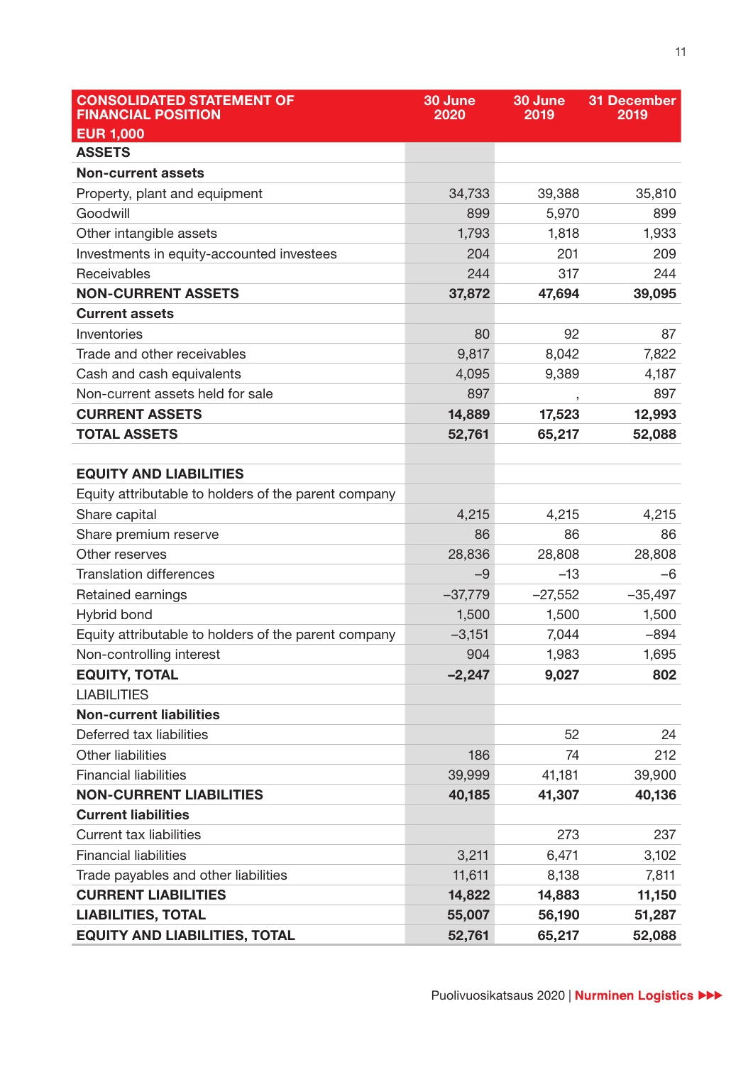| CONSOLIDATED STATEMENT OF FINANCIAL POSITION EUR 1,000 | 30 June 2020 | 30 June 2019 | 31 December 2019 |
|---|---|---|---|
| **ASSETS** | | | |
| **Non-current assets** | | | |
| Property, plant and equipment | 34,733 | 39,388 | 35,810 |
| Goodwill | 899 | 5,970 | 899 |
| Other intangible assets | 1,793 | 1,818 | 1,933 |
| Investments in equity-accounted investees | 204 | 201 | 209 |
| Receivables | 244 | 317 | 244 |
| **NON-CURRENT ASSETS** | **37,872** | **47,694** | **39,095** |
| **Current assets** | | | |
| Inventories | 80 | 92 | 87 |
| Trade and other receivables | 9,817 | 8,042 | 7,822 |
| Cash and cash equivalents | 4,095 | 9,389 | 4,187 |
| Non-current assets held for sale | 897 | , | 897 |
| **CURRENT ASSETS** | **14,889** | **17,523** | **12,993** |
| **TOTAL ASSETS** | **52,761** | **65,217** | **52,088** |
| | | | |
| **EQUITY AND LIABILITIES** | | | |
| Equity attributable to holders of the parent company | | | |
| Share capital | 4,215 | 4,215 | 4,215 |
| Share premium reserve | 86 | 86 | 86 |
| Other reserves | 28,836 | 28,808 | 28,808 |
| Translation differences | −9 | −13 | −6 |
| Retained earnings | −37,779 | −27,552 | −35,497 |
| Hybrid bond | 1,500 | 1,500 | 1,500 |
| Equity attributable to holders of the parent company | −3,151 | 7,044 | −894 |
| Non-controlling interest | 904 | 1,983 | 1,695 |
| **EQUITY, TOTAL** | **−2,247** | **9,027** | **802** |
| LIABILITIES | | | |
| **Non-current liabilities** | | | |
| Deferred tax liabilities | | 52 | 24 |
| Other liabilities | 186 | 74 | 212 |
| Financial liabilities | 39,999 | 41,181 | 39,900 |
| **NON-CURRENT LIABILITIES** | **40,185** | **41,307** | **40,136** |
| **Current liabilities** | | | |
| Current tax liabilities | | 273 | 237 |
| Financial liabilities | 3,211 | 6,471 | 3,102 |
| Trade payables and other liabilities | 11,611 | 8,138 | 7,811 |
| **CURRENT LIABILITIES** | **14,822** | **14,883** | **11,150** |
| **LIABILITIES, TOTAL** | **55,007** | **56,190** | **51,287** |
| **EQUITY AND LIABILITIES, TOTAL** | **52,761** | **65,217** | **52,088** |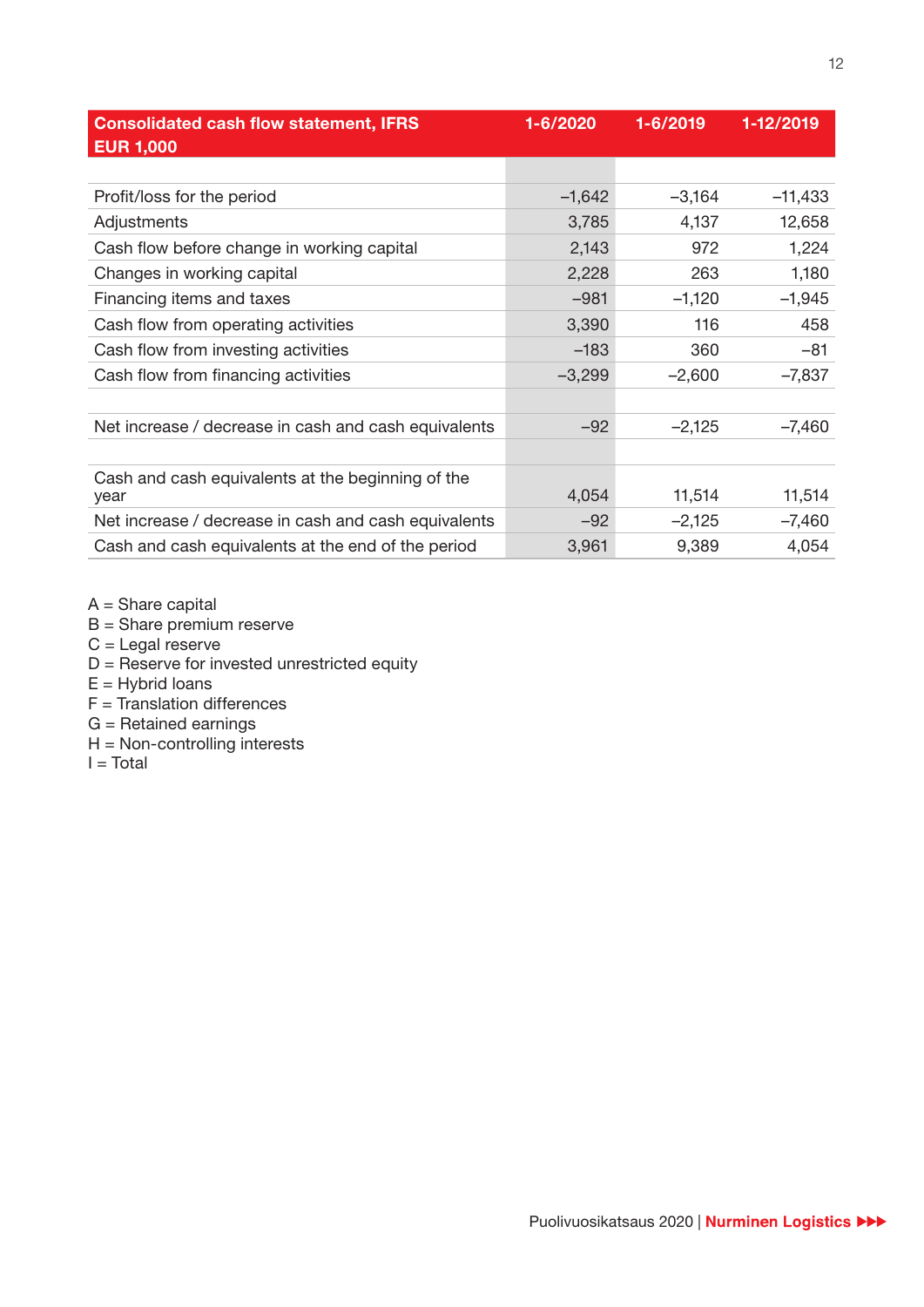| Consolidated cash flow statement, IFRS EUR 1,000 | 1-6/2020 | 1-6/2019 | 1-12/2019 |
|---|---|---|---|
| | | | |
| Profit/loss for the period | –1,642 | –3,164 | –11,433 |
| Adjustments | 3,785 | 4,137 | 12,658 |
| Cash flow before change in working capital | 2,143 | 972 | 1,224 |
| Changes in working capital | 2,228 | 263 | 1,180 |
| Financing items and taxes | –981 | –1,120 | –1,945 |
| Cash flow from operating activities | 3,390 | 116 | 458 |
| Cash flow from investing activities | –183 | 360 | –81 |
| Cash flow from financing activities | –3,299 | –2,600 | –7,837 |
| | | | |
| Net increase / decrease in cash and cash equivalents | –92 | –2,125 | –7,460 |
| | | | |
| Cash and cash equivalents at the beginning of the year | 4,054 | 11,514 | 11,514 |
| Net increase / decrease in cash and cash equivalents | –92 | –2,125 | –7,460 |
| Cash and cash equivalents at the end of the period | 3,961 | 9,389 | 4,054 |

A = Share capital
B = Share premium reserve
C = Legal reserve
D = Reserve for invested unrestricted equity
E = Hybrid loans
F = Translation differences
G = Retained earnings
H = Non-controlling interests
I = Total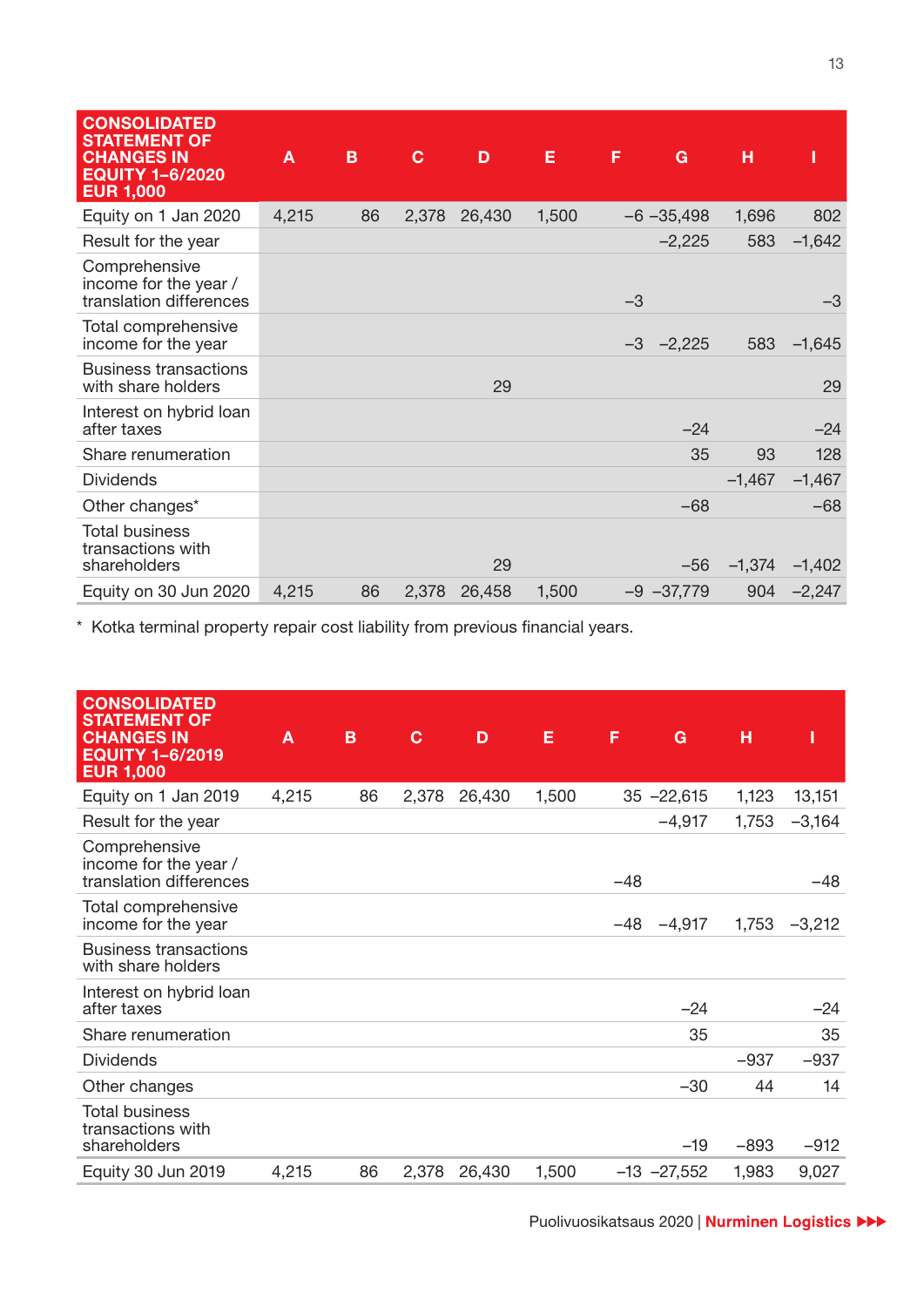| CONSOLIDATED STATEMENT OF CHANGES IN EQUITY 1–6/2020 EUR 1,000 | A | B | C | D | E | F | G | H | I |
|---|---|---|---|---|---|---|---|---|---|
| Equity on 1 Jan 2020 | 4,215 | 86 | 2,378 | 26,430 | 1,500 | –6 | –35,498 | 1,696 | 802 |
| Result for the year | | | | | | | –2,225 | 583 | –1,642 |
| Comprehensive income for the year / translation differences | | | | | | –3 | | | –3 |
| Total comprehensive income for the year | | | | | | –3 | –2,225 | 583 | –1,645 |
| Business transactions with share holders | | | | 29 | | | | | 29 |
| Interest on hybrid loan after taxes | | | | | | | –24 | | –24 |
| Share renumeration | | | | | | | 35 | 93 | 128 |
| Dividends | | | | | | | | –1,467 | –1,467 |
| Other changes* | | | | | | | –68 | | –68 |
| Total business transactions with shareholders | | | | 29 | | | –56 | –1,374 | –1,402 |
| Equity on 30 Jun 2020 | 4,215 | 86 | 2,378 | 26,458 | 1,500 | –9 | –37,779 | 904 | –2,247 |

\* Kotka terminal property repair cost liability from previous financial years.

| CONSOLIDATED STATEMENT OF CHANGES IN EQUITY 1–6/2019 EUR 1,000 | A | B | C | D | E | F | G | H | I |
|---|---|---|---|---|---|---|---|---|---|
| Equity on 1 Jan 2019 | 4,215 | 86 | 2,378 | 26,430 | 1,500 | 35 | –22,615 | 1,123 | 13,151 |
| Result for the year | | | | | | | –4,917 | 1,753 | –3,164 |
| Comprehensive income for the year / translation differences | | | | | | –48 | | | –48 |
| Total comprehensive income for the year | | | | | | –48 | –4,917 | 1,753 | –3,212 |
| Business transactions with share holders | | | | | | | | | |
| Interest on hybrid loan after taxes | | | | | | | –24 | | –24 |
| Share renumeration | | | | | | | 35 | | 35 |
| Dividends | | | | | | | | –937 | –937 |
| Other changes | | | | | | | –30 | 44 | 14 |
| Total business transactions with shareholders | | | | | | | –19 | –893 | –912 |
| Equity 30 Jun 2019 | 4,215 | 86 | 2,378 | 26,430 | 1,500 | –13 | –27,552 | 1,983 | 9,027 |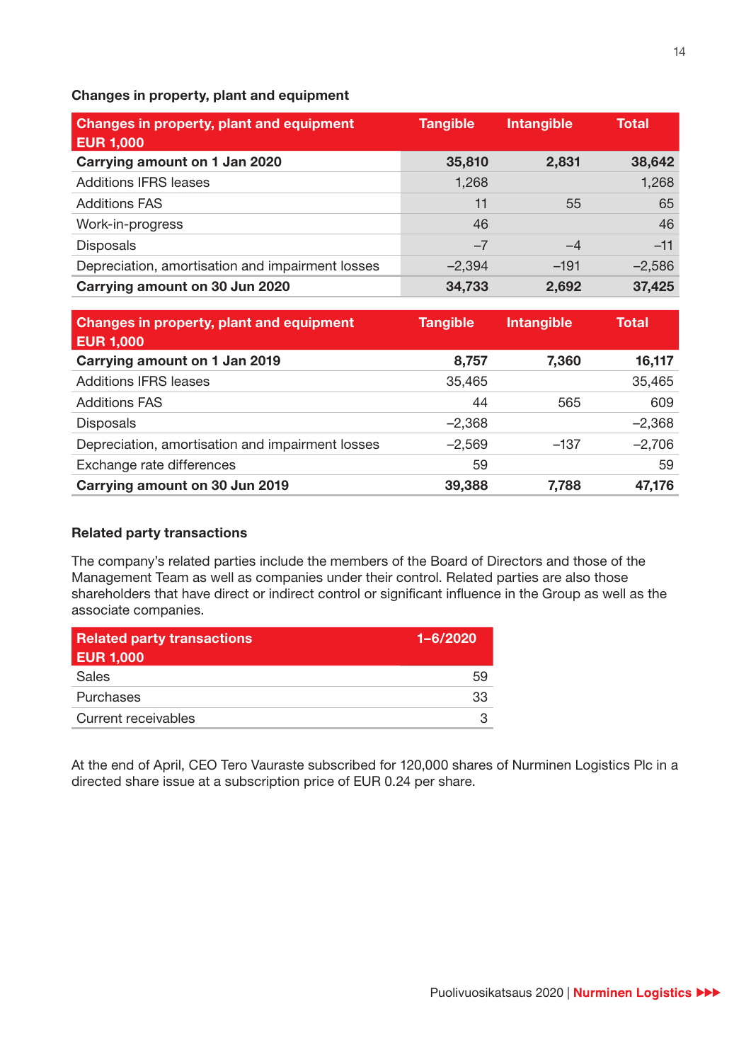### Changes in property, plant and equipment

| Changes in property, plant and equipment EUR 1,000 | Tangible | Intangible | Total |
|---|---|---|---|
| **Carrying amount on 1 Jan 2020** | **35,810** | **2,831** | **38,642** |
| Additions IFRS leases | 1,268 | | 1,268 |
| Additions FAS | 11 | 55 | 65 |
| Work-in-progress | 46 | | 46 |
| Disposals | –7 | –4 | –11 |
| Depreciation, amortisation and impairment losses | –2,394 | –191 | –2,586 |
| **Carrying amount on 30 Jun 2020** | **34,733** | **2,692** | **37,425** |

| Changes in property, plant and equipment EUR 1,000 | Tangible | Intangible | Total |
|---|---|---|---|
| **Carrying amount on 1 Jan 2019** | **8,757** | **7,360** | **16,117** |
| Additions IFRS leases | 35,465 | | 35,465 |
| Additions FAS | 44 | 565 | 609 |
| Disposals | –2,368 | | –2,368 |
| Depreciation, amortisation and impairment losses | –2,569 | –137 | –2,706 |
| Exchange rate differences | 59 | | 59 |
| **Carrying amount on 30 Jun 2019** | **39,388** | **7,788** | **47,176** |

### Related party transactions

The company's related parties include the members of the Board of Directors and those of the Management Team as well as companies under their control. Related parties are also those shareholders that have direct or indirect control or significant influence in the Group as well as the associate companies.

| Related party transactions EUR 1,000 | 1–6/2020 |
|---|---|
| Sales | 59 |
| Purchases | 33 |
| Current receivables | 3 |

At the end of April, CEO Tero Vauraste subscribed for 120,000 shares of Nurminen Logistics Plc in a directed share issue at a subscription price of EUR 0.24 per share.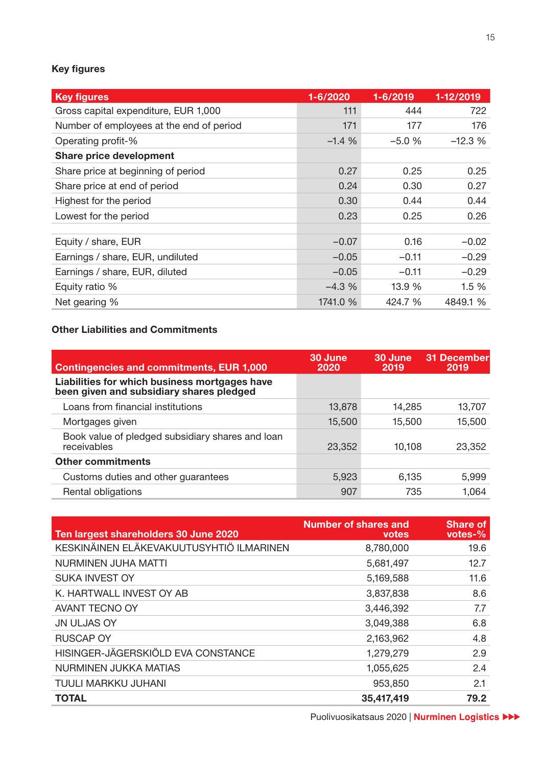## Key figures

| Key figures | 1-6/2020 | 1-6/2019 | 1-12/2019 |
|---|---|---|---|
| Gross capital expenditure, EUR 1,000 | 111 | 444 | 722 |
| Number of employees at the end of period | 171 | 177 | 176 |
| Operating profit-% | –1.4 % | –5.0 % | –12.3 % |
| **Share price development** | | | |
| Share price at beginning of period | 0.27 | 0.25 | 0.25 |
| Share price at end of period | 0.24 | 0.30 | 0.27 |
| Highest for the period | 0.30 | 0.44 | 0.44 |
| Lowest for the period | 0.23 | 0.25 | 0.26 |
| | | | |
| Equity / share, EUR | –0.07 | 0.16 | –0.02 |
| Earnings / share, EUR, undiluted | –0.05 | –0.11 | –0.29 |
| Earnings / share, EUR, diluted | –0.05 | –0.11 | –0.29 |
| Equity ratio % | –4.3 % | 13.9 % | 1.5 % |
| Net gearing % | 1741.0 % | 424.7 % | 4849.1 % |

## Other Liabilities and Commitments

| Contingencies and commitments, EUR 1,000 | 30 June 2020 | 30 June 2019 | 31 December 2019 |
|---|---|---|---|
| **Liabilities for which business mortgages have been given and subsidiary shares pledged** | | | |
| Loans from financial institutions | 13,878 | 14,285 | 13,707 |
| Mortgages given | 15,500 | 15,500 | 15,500 |
| Book value of pledged subsidiary shares and loan receivables | 23,352 | 10,108 | 23,352 |
| **Other commitments** | | | |
| Customs duties and other guarantees | 5,923 | 6,135 | 5,999 |
| Rental obligations | 907 | 735 | 1,064 |

| Ten largest shareholders 30 June 2020 | Number of shares and votes | Share of votes-% |
|---|---|---|
| KESKINÄINEN ELÄKEVAKUUTUSYHTIÖ ILMARINEN | 8,780,000 | 19.6 |
| NURMINEN JUHA MATTI | 5,681,497 | 12.7 |
| SUKA INVEST OY | 5,169,588 | 11.6 |
| K. HARTWALL INVEST OY AB | 3,837,838 | 8.6 |
| AVANT TECNO OY | 3,446,392 | 7.7 |
| JN ULJAS OY | 3,049,388 | 6.8 |
| RUSCAP OY | 2,163,962 | 4.8 |
| HISINGER-JÄGERSKIÖLD EVA CONSTANCE | 1,279,279 | 2.9 |
| NURMINEN JUKKA MATIAS | 1,055,625 | 2.4 |
| TUULI MARKKU JUHANI | 953,850 | 2.1 |
| **TOTAL** | **35,417,419** | **79.2** |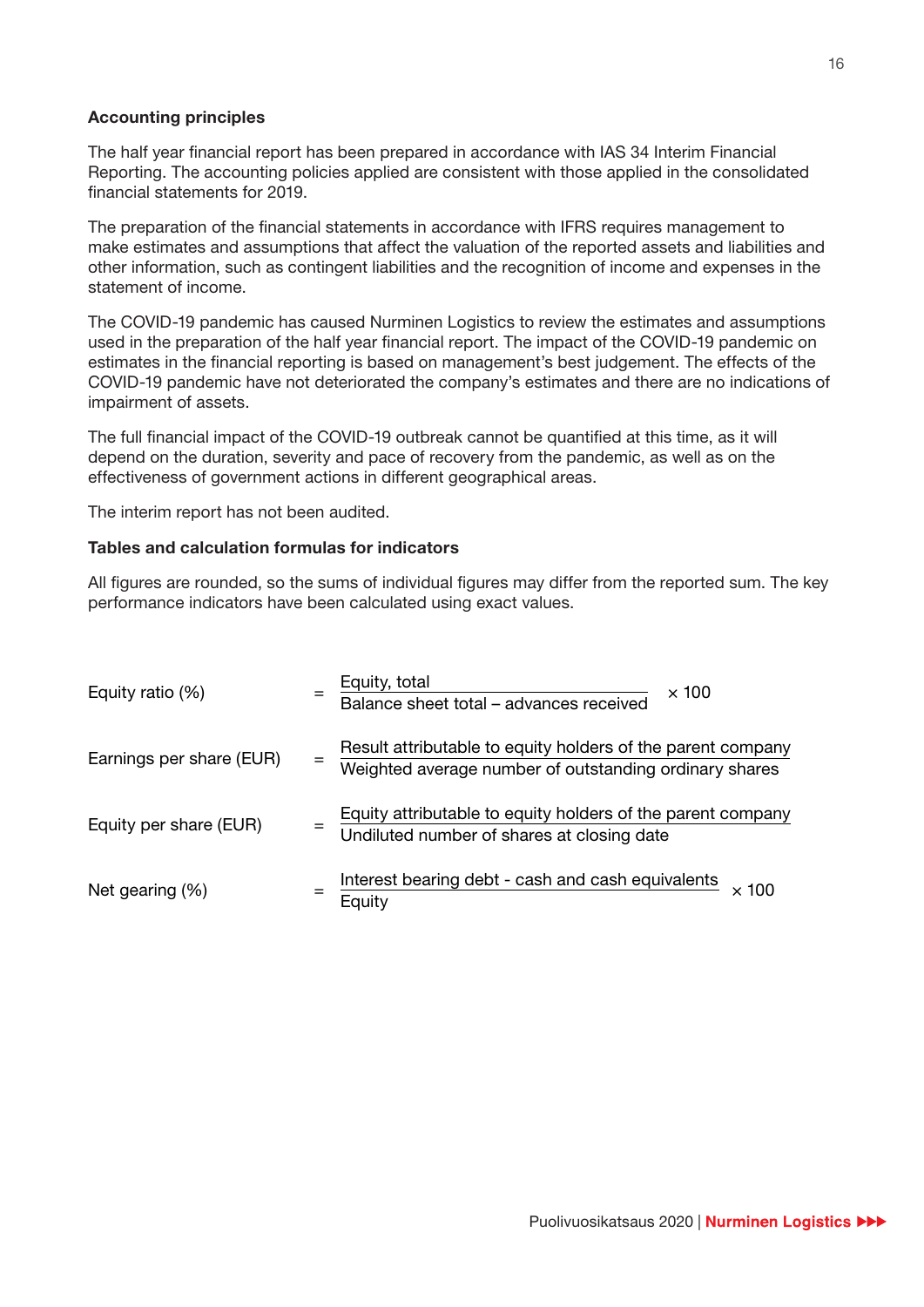**Accounting principles**

The half year financial report has been prepared in accordance with IAS 34 Interim Financial Reporting. The accounting policies applied are consistent with those applied in the consolidated financial statements for 2019.

The preparation of the financial statements in accordance with IFRS requires management to make estimates and assumptions that affect the valuation of the reported assets and liabilities and other information, such as contingent liabilities and the recognition of income and expenses in the statement of income.

The COVID-19 pandemic has caused Nurminen Logistics to review the estimates and assumptions used in the preparation of the half year financial report. The impact of the COVID-19 pandemic on estimates in the financial reporting is based on management's best judgement. The effects of the COVID-19 pandemic have not deteriorated the company's estimates and there are no indications of impairment of assets.

The full financial impact of the COVID-19 outbreak cannot be quantified at this time, as it will depend on the duration, severity and pace of recovery from the pandemic, as well as on the effectiveness of government actions in different geographical areas.

The interim report has not been audited.

**Tables and calculation formulas for indicators**

All figures are rounded, so the sums of individual figures may differ from the reported sum. The key performance indicators have been calculated using exact values.

$$\text{Equity ratio (\%)} = \frac{\text{Equity, total}}{\text{Balance sheet total – advances received}} \times 100$$

$$\text{Earnings per share (EUR)} = \frac{\text{Result attributable to equity holders of the parent company}}{\text{Weighted average number of outstanding ordinary shares}}$$

$$\text{Equity per share (EUR)} = \frac{\text{Equity attributable to equity holders of the parent company}}{\text{Undiluted number of shares at closing date}}$$

$$\text{Net gearing (\%)} = \frac{\text{Interest bearing debt - cash and cash equivalents}}{\text{Equity}} \times 100$$